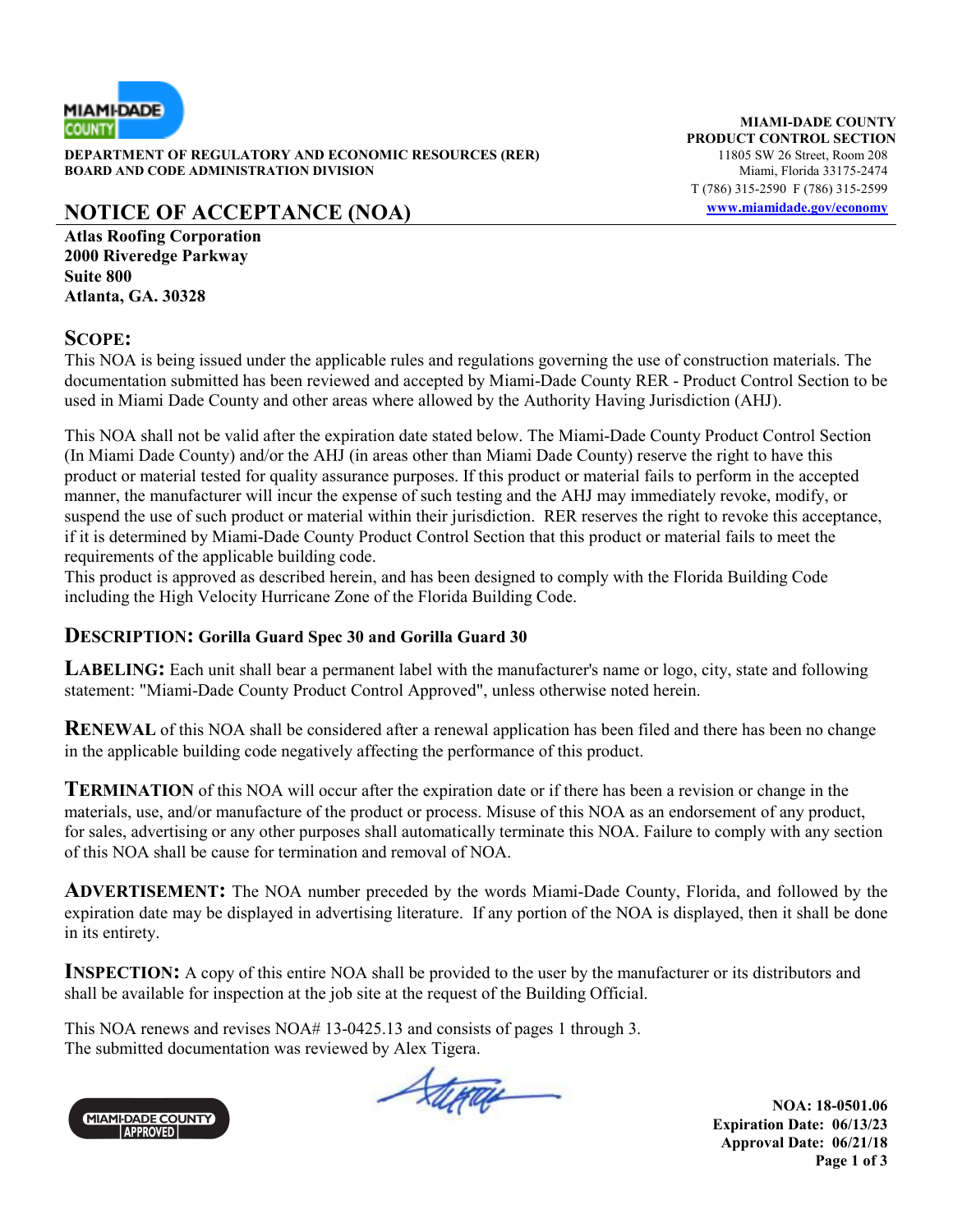**DEPARTMENT OF REGULATORY AND ECONOMIC RESOURCES (RER)**
**BOARD AND CODE ADMINISTRATION DIVISION**

**MIAMI-DADE COUNTY**
**PRODUCT CONTROL SECTION**
11805 SW 26 Street, Room 208
Miami, Florida 33175-2474
T (786) 315-2590 F (786) 315-2599
www.miamidade.gov/economy

# NOTICE OF ACCEPTANCE (NOA)

**Atlas Roofing Corporation**
**2000 Riveredge Parkway**
**Suite 800**
**Atlanta, GA. 30328**

**SCOPE:**
This NOA is being issued under the applicable rules and regulations governing the use of construction materials. The documentation submitted has been reviewed and accepted by Miami-Dade County RER - Product Control Section to be used in Miami Dade County and other areas where allowed by the Authority Having Jurisdiction (AHJ).

This NOA shall not be valid after the expiration date stated below. The Miami-Dade County Product Control Section (In Miami Dade County) and/or the AHJ (in areas other than Miami Dade County) reserve the right to have this product or material tested for quality assurance purposes. If this product or material fails to perform in the accepted manner, the manufacturer will incur the expense of such testing and the AHJ may immediately revoke, modify, or suspend the use of such product or material within their jurisdiction. RER reserves the right to revoke this acceptance, if it is determined by Miami-Dade County Product Control Section that this product or material fails to meet the requirements of the applicable building code.
This product is approved as described herein, and has been designed to comply with the Florida Building Code including the High Velocity Hurricane Zone of the Florida Building Code.

**DESCRIPTION: Gorilla Guard Spec 30 and Gorilla Guard 30**

**LABELING:** Each unit shall bear a permanent label with the manufacturer's name or logo, city, state and following statement: "Miami-Dade County Product Control Approved", unless otherwise noted herein.

**RENEWAL** of this NOA shall be considered after a renewal application has been filed and there has been no change in the applicable building code negatively affecting the performance of this product.

**TERMINATION** of this NOA will occur after the expiration date or if there has been a revision or change in the materials, use, and/or manufacture of the product or process. Misuse of this NOA as an endorsement of any product, for sales, advertising or any other purposes shall automatically terminate this NOA. Failure to comply with any section of this NOA shall be cause for termination and removal of NOA.

**ADVERTISEMENT:** The NOA number preceded by the words Miami-Dade County, Florida, and followed by the expiration date may be displayed in advertising literature. If any portion of the NOA is displayed, then it shall be done in its entirety.

**INSPECTION:** A copy of this entire NOA shall be provided to the user by the manufacturer or its distributors and shall be available for inspection at the job site at the request of the Building Official.

This NOA renews and revises NOA# 13-0425.13 and consists of pages 1 through 3.
The submitted documentation was reviewed by Alex Tigera.

**NOA: 18-0501.06**
**Expiration Date: 06/13/23**
**Approval Date: 06/21/18**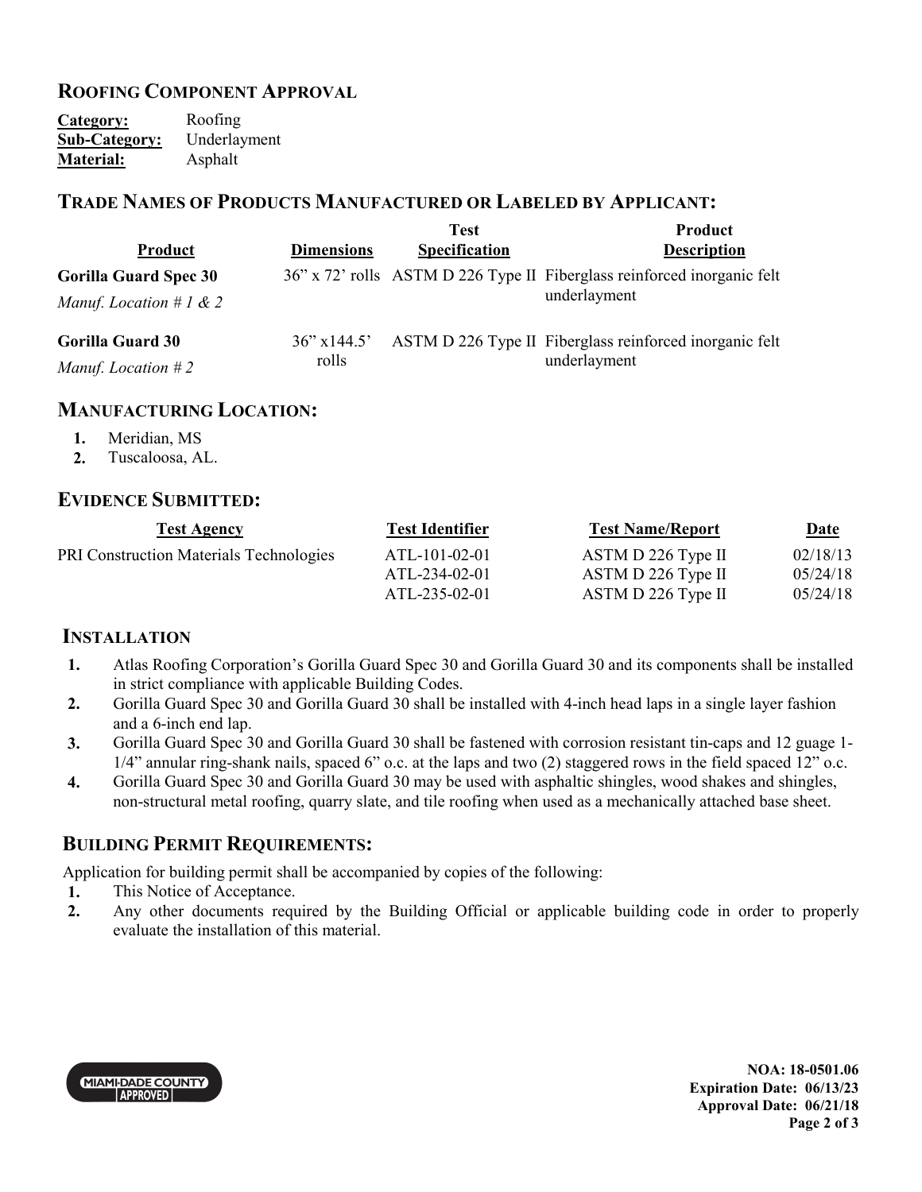## ROOFING COMPONENT APPROVAL

**Category:** Roofing
**Sub-Category:** Underlayment
**Material:** Asphalt

## TRADE NAMES OF PRODUCTS MANUFACTURED OR LABELED BY APPLICANT:

| Product | Dimensions | Test Specification | Product Description |
|---|---|---|---|
| **Gorilla Guard Spec 30** *Manuf. Location # 1 & 2* | 36" x 72' rolls | ASTM D 226 Type II | Fiberglass reinforced inorganic felt underlayment |
| **Gorilla Guard 30** *Manuf. Location # 2* | 36" x144.5' rolls | ASTM D 226 Type II | Fiberglass reinforced inorganic felt underlayment |

## MANUFACTURING LOCATION:

1. Meridian, MS
2. Tuscaloosa, AL.

## EVIDENCE SUBMITTED:

| Test Agency | Test Identifier | Test Name/Report | Date |
|---|---|---|---|
| PRI Construction Materials Technologies | ATL-101-02-01 | ASTM D 226 Type II | 02/18/13 |
| | ATL-234-02-01 | ASTM D 226 Type II | 05/24/18 |
| | ATL-235-02-01 | ASTM D 226 Type II | 05/24/18 |

## INSTALLATION

1. Atlas Roofing Corporation's Gorilla Guard Spec 30 and Gorilla Guard 30 and its components shall be installed in strict compliance with applicable Building Codes.
2. Gorilla Guard Spec 30 and Gorilla Guard 30 shall be installed with 4-inch head laps in a single layer fashion and a 6-inch end lap.
3. Gorilla Guard Spec 30 and Gorilla Guard 30 shall be fastened with corrosion resistant tin-caps and 12 guage 1-1/4" annular ring-shank nails, spaced 6" o.c. at the laps and two (2) staggered rows in the field spaced 12" o.c.
4. Gorilla Guard Spec 30 and Gorilla Guard 30 may be used with asphaltic shingles, wood shakes and shingles, non-structural metal roofing, quarry slate, and tile roofing when used as a mechanically attached base sheet.

## BUILDING PERMIT REQUIREMENTS:

Application for building permit shall be accompanied by copies of the following:

1. This Notice of Acceptance.
2. Any other documents required by the Building Official or applicable building code in order to properly evaluate the installation of this material.

MIAMI-DADE COUNTY APPROVED

**NOA: 18-0501.06**
**Expiration Date: 06/13/23**
**Approval Date: 06/21/18**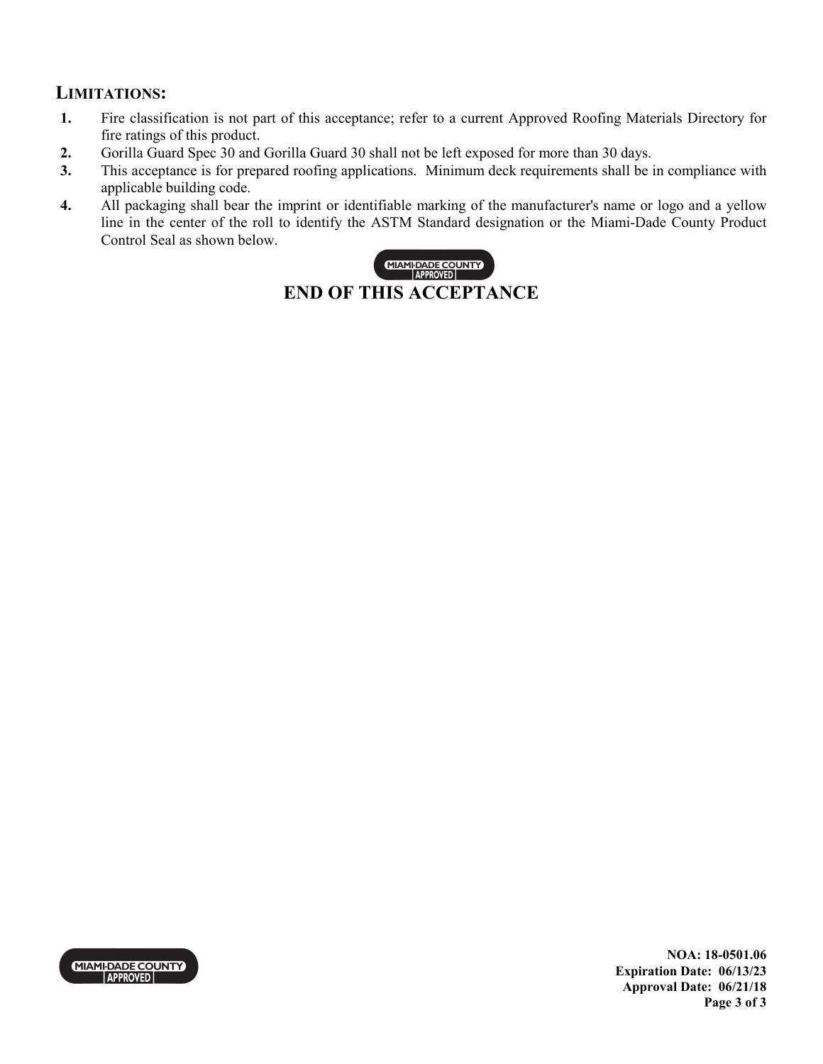## LIMITATIONS:

1. Fire classification is not part of this acceptance; refer to a current Approved Roofing Materials Directory for fire ratings of this product.
2. Gorilla Guard Spec 30 and Gorilla Guard 30 shall not be left exposed for more than 30 days.
3. This acceptance is for prepared roofing applications. Minimum deck requirements shall be in compliance with applicable building code.
4. All packaging shall bear the imprint or identifiable marking of the manufacturer's name or logo and a yellow line in the center of the roll to identify the ASTM Standard designation or the Miami-Dade County Product Control Seal as shown below.

**END OF THIS ACCEPTANCE**

**NOA: 18-0501.06**
**Expiration Date: 06/13/23**
**Approval Date: 06/21/18**